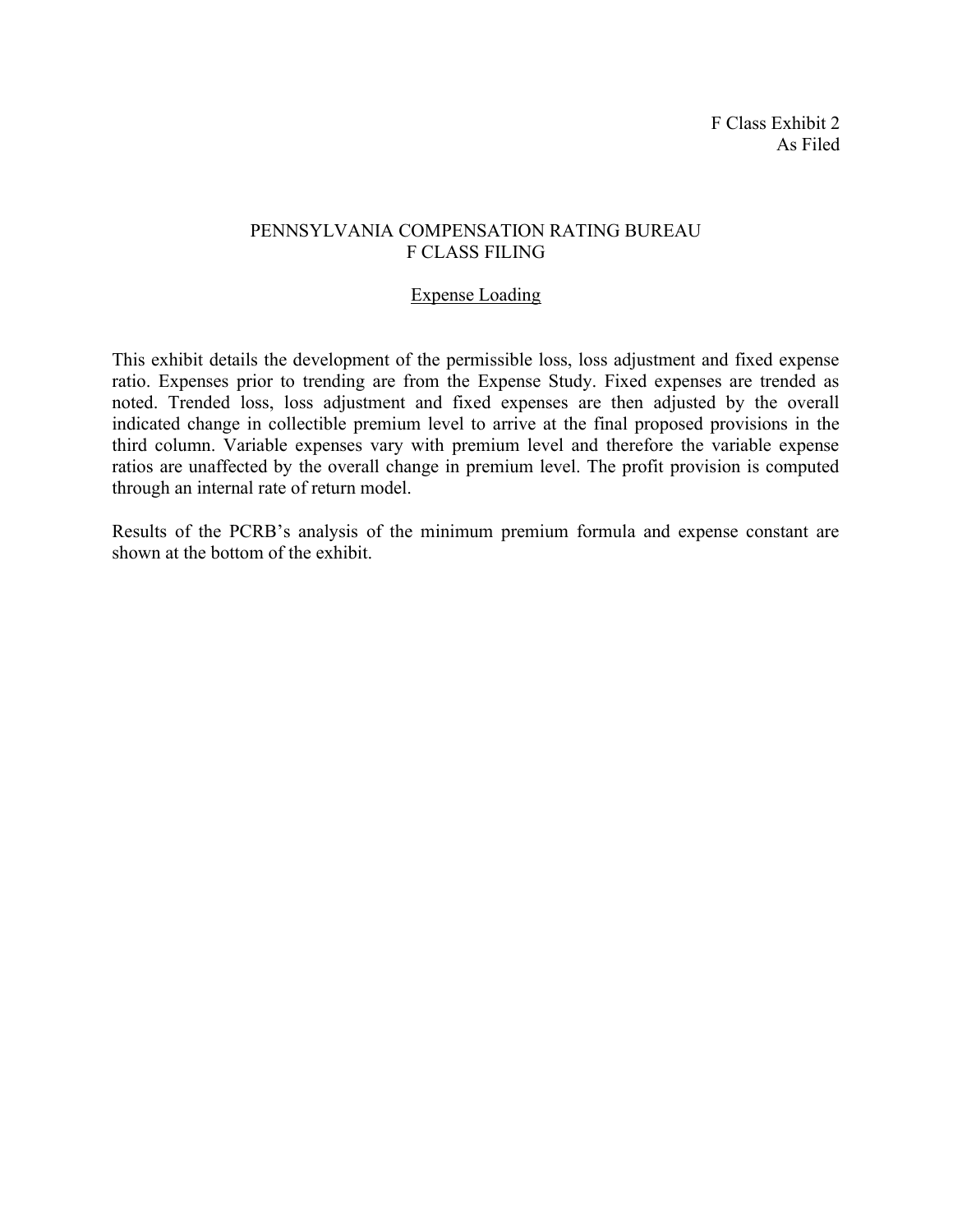F Class Exhibit 2
As Filed

# PENNSYLVANIA COMPENSATION RATING BUREAU
# F CLASS FILING

## Expense Loading

This exhibit details the development of the permissible loss, loss adjustment and fixed expense ratio. Expenses prior to trending are from the Expense Study. Fixed expenses are trended as noted. Trended loss, loss adjustment and fixed expenses are then adjusted by the overall indicated change in collectible premium level to arrive at the final proposed provisions in the third column. Variable expenses vary with premium level and therefore the variable expense ratios are unaffected by the overall change in premium level. The profit provision is computed through an internal rate of return model.

Results of the PCRB's analysis of the minimum premium formula and expense constant are shown at the bottom of the exhibit.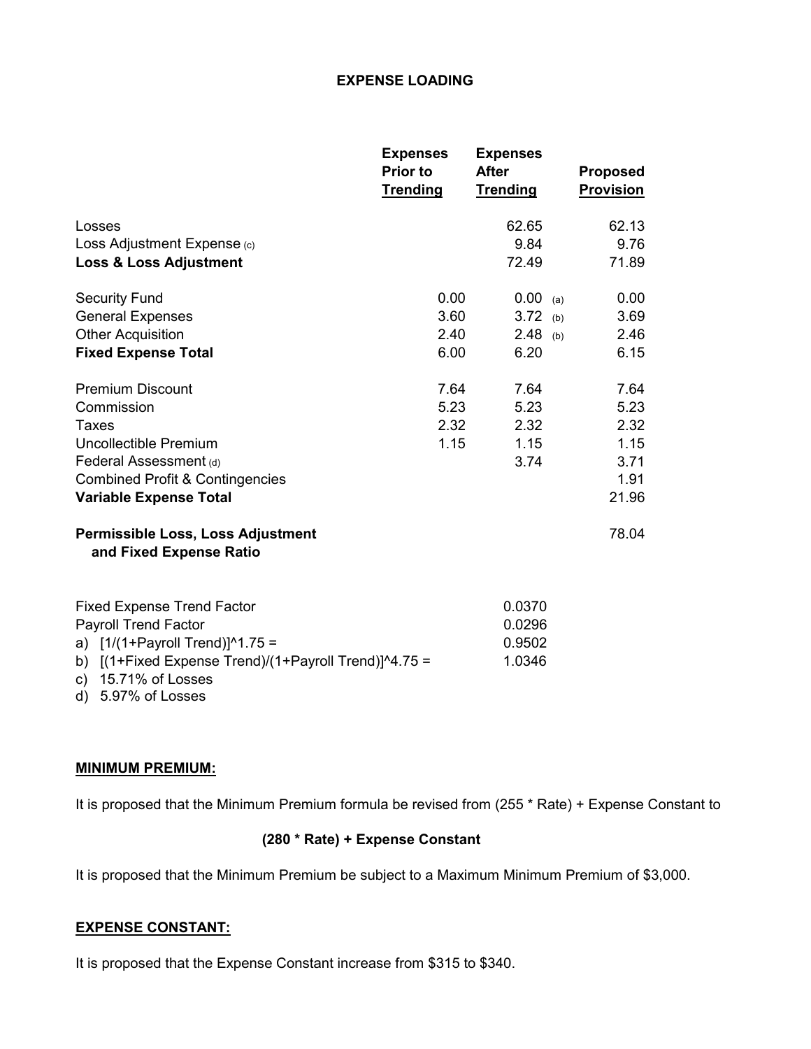## EXPENSE LOADING

| | Expenses Prior to Trending | Expenses After Trending | | Proposed Provision |
|---|---|---|---|---|
| Losses | | 62.65 | | 62.13 |
| Loss Adjustment Expense (c) | | 9.84 | | 9.76 |
| **Loss & Loss Adjustment** | | 72.49 | | 71.89 |
| | | | | |
| Security Fund | 0.00 | 0.00 | (a) | 0.00 |
| General Expenses | 3.60 | 3.72 | (b) | 3.69 |
| Other Acquisition | 2.40 | 2.48 | (b) | 2.46 |
| **Fixed Expense Total** | 6.00 | 6.20 | | 6.15 |
| | | | | |
| Premium Discount | 7.64 | 7.64 | | 7.64 |
| Commission | 5.23 | 5.23 | | 5.23 |
| Taxes | 2.32 | 2.32 | | 2.32 |
| Uncollectible Premium | 1.15 | 1.15 | | 1.15 |
| Federal Assessment (d) | | 3.74 | | 3.71 |
| Combined Profit & Contingencies | | | | 1.91 |
| **Variable Expense Total** | | | | 21.96 |
| | | | | |
| **Permissible Loss, Loss Adjustment and Fixed Expense Ratio** | | | | 78.04 |

| | |
|---|---|
| Fixed Expense Trend Factor | 0.0370 |
| Payroll Trend Factor | 0.0296 |
| a) [1/(1+Payroll Trend)]^1.75 = | 0.9502 |
| b) [(1+Fixed Expense Trend)/(1+Payroll Trend)]^4.75 = | 1.0346 |

c) 15.71% of Losses
d) 5.97% of Losses

**MINIMUM PREMIUM:**

It is proposed that the Minimum Premium formula be revised from (255 * Rate) + Expense Constant to

**(280 * Rate) + Expense Constant**

It is proposed that the Minimum Premium be subject to a Maximum Minimum Premium of $3,000.

**EXPENSE CONSTANT:**

It is proposed that the Expense Constant increase from $315 to $340.